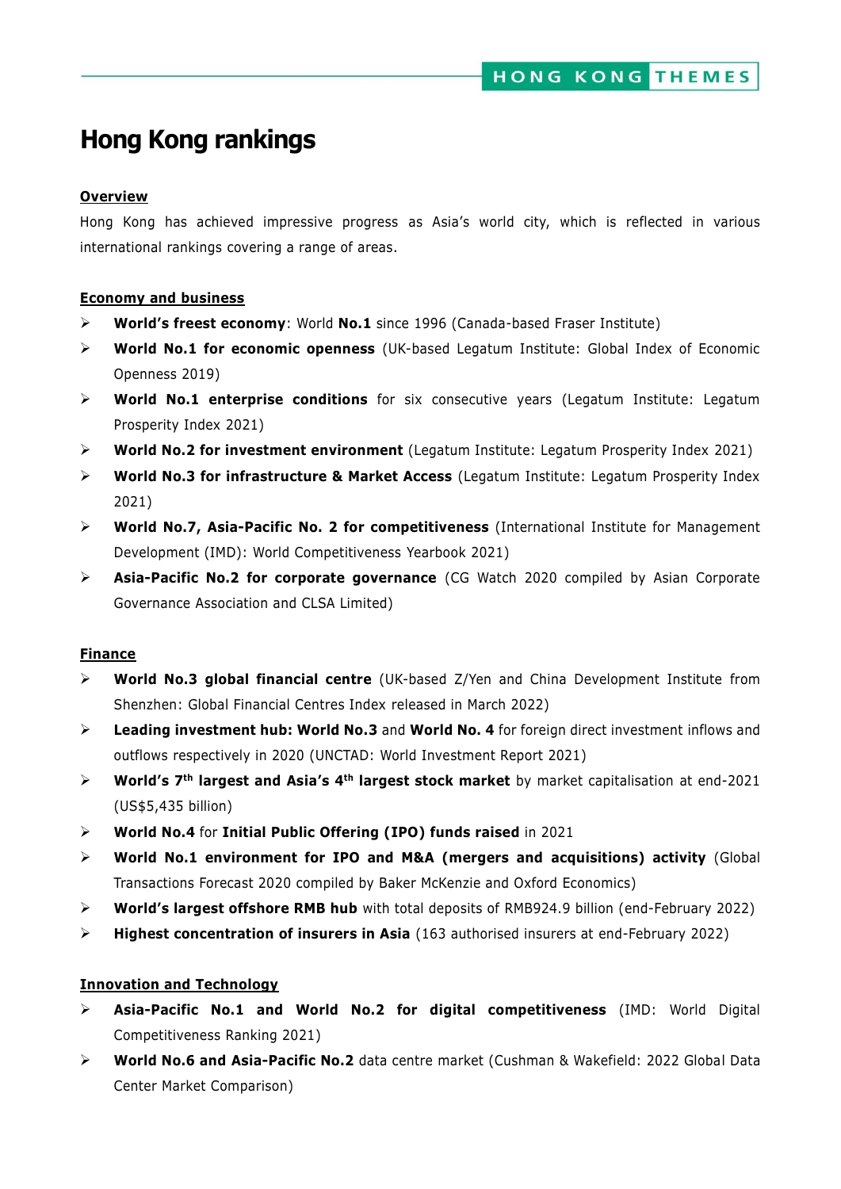# Hong Kong rankings

## Overview

Hong Kong has achieved impressive progress as Asia's world city, which is reflected in various international rankings covering a range of areas.

## Economy and business

- **World's freest economy**: World **No.1** since 1996 (Canada-based Fraser Institute)
- **World No.1 for economic openness** (UK-based Legatum Institute: Global Index of Economic Openness 2019)
- **World No.1 enterprise conditions** for six consecutive years (Legatum Institute: Legatum Prosperity Index 2021)
- **World No.2 for investment environment** (Legatum Institute: Legatum Prosperity Index 2021)
- **World No.3 for infrastructure & Market Access** (Legatum Institute: Legatum Prosperity Index 2021)
- **World No.7, Asia-Pacific No. 2 for competitiveness** (International Institute for Management Development (IMD): World Competitiveness Yearbook 2021)
- **Asia-Pacific No.2 for corporate governance** (CG Watch 2020 compiled by Asian Corporate Governance Association and CLSA Limited)

## Finance

- **World No.3 global financial centre** (UK-based Z/Yen and China Development Institute from Shenzhen: Global Financial Centres Index released in March 2022)
- **Leading investment hub: World No.3** and **World No. 4** for foreign direct investment inflows and outflows respectively in 2020 (UNCTAD: World Investment Report 2021)
- **World's 7th largest and Asia's 4th largest stock market** by market capitalisation at end-2021 (US$5,435 billion)
- **World No.4** for **Initial Public Offering (IPO) funds raised** in 2021
- **World No.1 environment for IPO and M&A (mergers and acquisitions) activity** (Global Transactions Forecast 2020 compiled by Baker McKenzie and Oxford Economics)
- **World's largest offshore RMB hub** with total deposits of RMB924.9 billion (end-February 2022)
- **Highest concentration of insurers in Asia** (163 authorised insurers at end-February 2022)

## Innovation and Technology

- **Asia-Pacific No.1 and World No.2 for digital competitiveness** (IMD: World Digital Competitiveness Ranking 2021)
- **World No.6 and Asia-Pacific No.2** data centre market (Cushman & Wakefield: 2022 Global Data Center Market Comparison)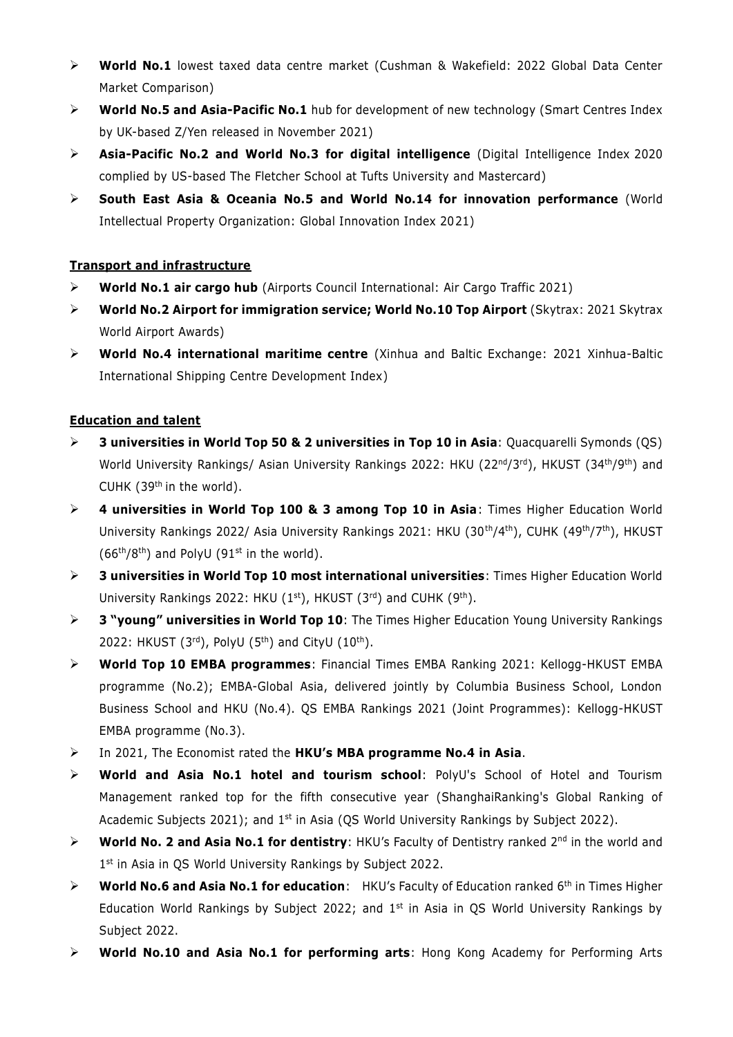- **World No.1** lowest taxed data centre market (Cushman & Wakefield: 2022 Global Data Center Market Comparison)
- **World No.5 and Asia-Pacific No.1** hub for development of new technology (Smart Centres Index by UK-based Z/Yen released in November 2021)
- **Asia-Pacific No.2 and World No.3 for digital intelligence** (Digital Intelligence Index 2020 complied by US-based The Fletcher School at Tufts University and Mastercard)
- **South East Asia & Oceania No.5 and World No.14 for innovation performance** (World Intellectual Property Organization: Global Innovation Index 2021)

**Transport and infrastructure**

- **World No.1 air cargo hub** (Airports Council International: Air Cargo Traffic 2021)
- **World No.2 Airport for immigration service; World No.10 Top Airport** (Skytrax: 2021 Skytrax World Airport Awards)
- **World No.4 international maritime centre** (Xinhua and Baltic Exchange: 2021 Xinhua-Baltic International Shipping Centre Development Index)

**Education and talent**

- **3 universities in World Top 50 & 2 universities in Top 10 in Asia**: Quacquarelli Symonds (QS) World University Rankings/ Asian University Rankings 2022: HKU (22nd/3rd), HKUST (34th/9th) and CUHK (39th in the world).
- **4 universities in World Top 100 & 3 among Top 10 in Asia**: Times Higher Education World University Rankings 2022/ Asia University Rankings 2021: HKU (30th/4th), CUHK (49th/7th), HKUST (66th/8th) and PolyU (91st in the world).
- **3 universities in World Top 10 most international universities**: Times Higher Education World University Rankings 2022: HKU (1st), HKUST (3rd) and CUHK (9th).
- **3 "young" universities in World Top 10**: The Times Higher Education Young University Rankings 2022: HKUST (3rd), PolyU (5th) and CityU (10th).
- **World Top 10 EMBA programmes**: Financial Times EMBA Ranking 2021: Kellogg-HKUST EMBA programme (No.2); EMBA-Global Asia, delivered jointly by Columbia Business School, London Business School and HKU (No.4). QS EMBA Rankings 2021 (Joint Programmes): Kellogg-HKUST EMBA programme (No.3).
- In 2021, The Economist rated the **HKU's MBA programme No.4 in Asia**.
- **World and Asia No.1 hotel and tourism school**: PolyU's School of Hotel and Tourism Management ranked top for the fifth consecutive year (ShanghaiRanking's Global Ranking of Academic Subjects 2021); and 1st in Asia (QS World University Rankings by Subject 2022).
- **World No. 2 and Asia No.1 for dentistry**: HKU's Faculty of Dentistry ranked 2nd in the world and 1st in Asia in QS World University Rankings by Subject 2022.
- **World No.6 and Asia No.1 for education**: HKU's Faculty of Education ranked 6th in Times Higher Education World Rankings by Subject 2022; and 1st in Asia in QS World University Rankings by Subject 2022.
- **World No.10 and Asia No.1 for performing arts**: Hong Kong Academy for Performing Arts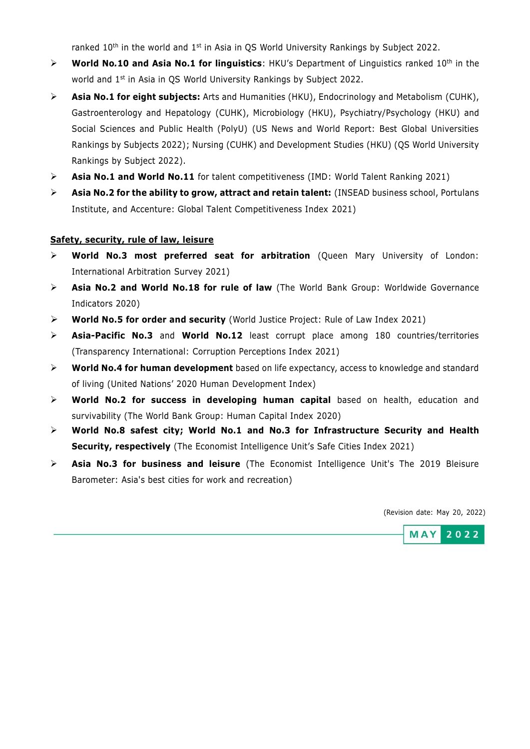ranked 10th in the world and 1st in Asia in QS World University Rankings by Subject 2022.

- **World No.10 and Asia No.1 for linguistics**: HKU's Department of Linguistics ranked 10th in the world and 1st in Asia in QS World University Rankings by Subject 2022.
- **Asia No.1 for eight subjects:** Arts and Humanities (HKU), Endocrinology and Metabolism (CUHK), Gastroenterology and Hepatology (CUHK), Microbiology (HKU), Psychiatry/Psychology (HKU) and Social Sciences and Public Health (PolyU) (US News and World Report: Best Global Universities Rankings by Subjects 2022); Nursing (CUHK) and Development Studies (HKU) (QS World University Rankings by Subject 2022).
- **Asia No.1 and World No.11** for talent competitiveness (IMD: World Talent Ranking 2021)
- **Asia No.2 for the ability to grow, attract and retain talent:** (INSEAD business school, Portulans Institute, and Accenture: Global Talent Competitiveness Index 2021)

**<u>Safety, security, rule of law, leisure</u>**

- **World No.3 most preferred seat for arbitration** (Queen Mary University of London: International Arbitration Survey 2021)
- **Asia No.2 and World No.18 for rule of law** (The World Bank Group: Worldwide Governance Indicators 2020)
- **World No.5 for order and security** (World Justice Project: Rule of Law Index 2021)
- **Asia-Pacific No.3** and **World No.12** least corrupt place among 180 countries/territories (Transparency International: Corruption Perceptions Index 2021)
- **World No.4 for human development** based on life expectancy, access to knowledge and standard of living (United Nations' 2020 Human Development Index)
- **World No.2 for success in developing human capital** based on health, education and survivability (The World Bank Group: Human Capital Index 2020)
- **World No.8 safest city; World No.1 and No.3 for Infrastructure Security and Health Security, respectively** (The Economist Intelligence Unit's Safe Cities Index 2021)
- **Asia No.3 for business and leisure** (The Economist Intelligence Unit's The 2019 Bleisure Barometer: Asia's best cities for work and recreation)

(Revision date: May 20, 2022)

MAY 2022